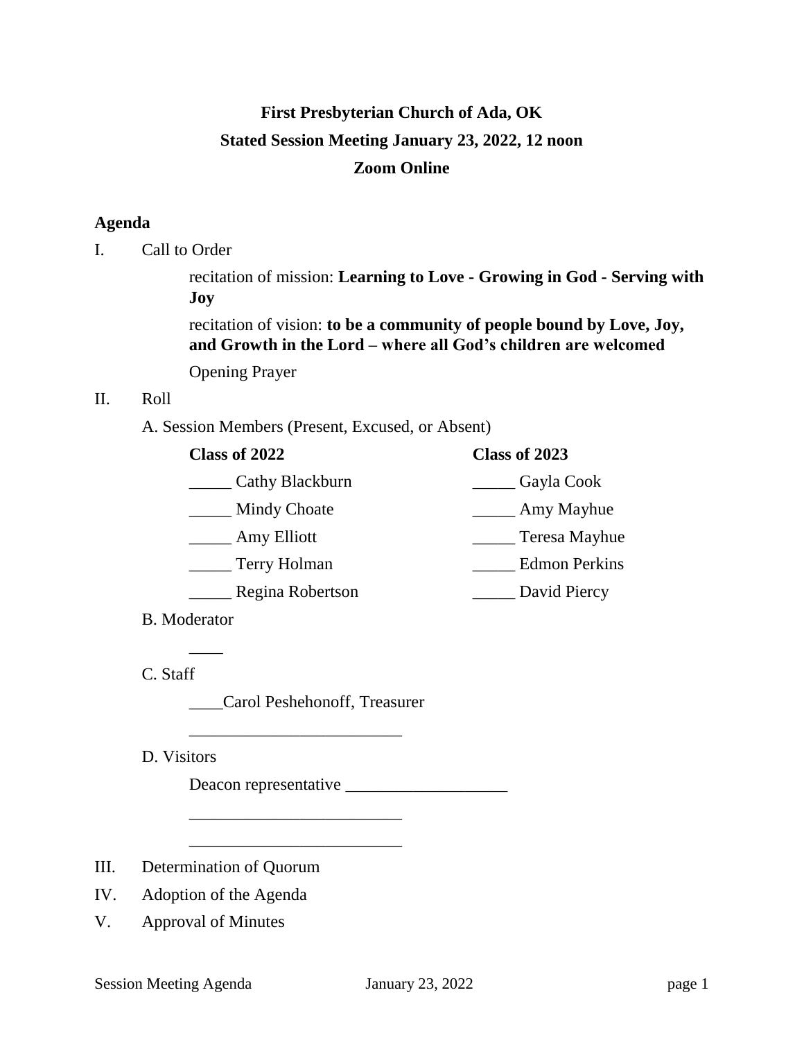# First Presbyterian Church of Ada, OK

## Stated Session Meeting January 23, 2022, 12 noon

## Zoom Online

### Agenda

I. Call to Order

recitation of mission: **Learning to Love - Growing in God - Serving with Joy**

recitation of vision: **to be a community of people bound by Love, Joy, and Growth in the Lord – where all God's children are welcomed**

Opening Prayer

II. Roll

A. Session Members (Present, Excused, or Absent)

| **Class of 2022** | **Class of 2023** |
|---|---|
| _____ Cathy Blackburn | _____ Gayla Cook |
| _____ Mindy Choate | _____ Amy Mayhue |
| _____ Amy Elliott | _____ Teresa Mayhue |
| _____ Terry Holman | _____ Edmon Perkins |
| _____ Regina Robertson | _____ David Piercy |

B. Moderator

____

C. Staff

____Carol Peshehonoff, Treasurer

_________________________

D. Visitors

Deacon representative ___________________

_________________________

_________________________

III. Determination of Quorum

IV. Adoption of the Agenda

V. Approval of Minutes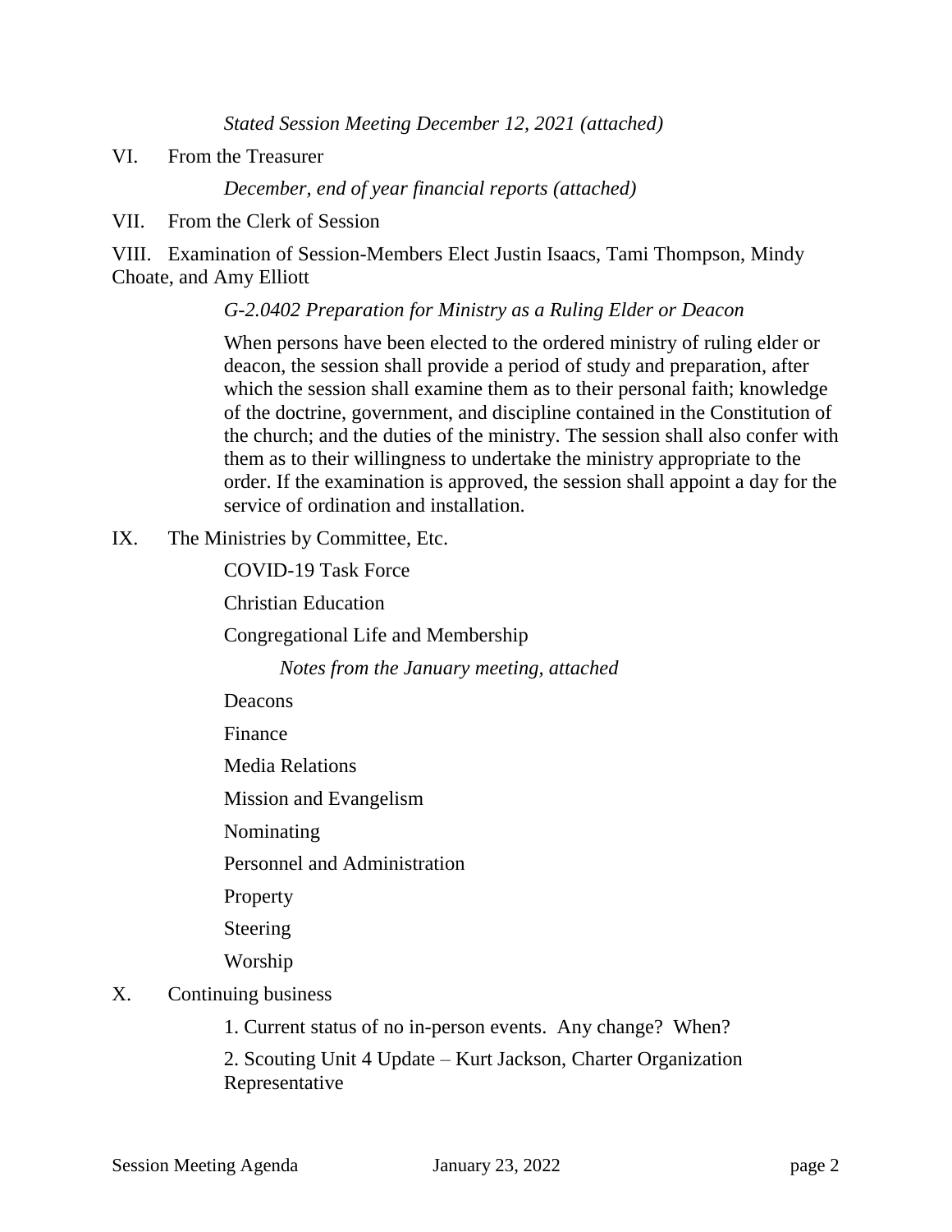*Stated Session Meeting December 12, 2021 (attached)*

VI. From the Treasurer

*December, end of year financial reports (attached)*

VII. From the Clerk of Session

VIII. Examination of Session-Members Elect Justin Isaacs, Tami Thompson, Mindy Choate, and Amy Elliott

*G-2.0402 Preparation for Ministry as a Ruling Elder or Deacon*

When persons have been elected to the ordered ministry of ruling elder or deacon, the session shall provide a period of study and preparation, after which the session shall examine them as to their personal faith; knowledge of the doctrine, government, and discipline contained in the Constitution of the church; and the duties of the ministry. The session shall also confer with them as to their willingness to undertake the ministry appropriate to the order. If the examination is approved, the session shall appoint a day for the service of ordination and installation.

IX. The Ministries by Committee, Etc.

COVID-19 Task Force

Christian Education

Congregational Life and Membership

*Notes from the January meeting, attached*

Deacons

Finance

Media Relations

Mission and Evangelism

Nominating

Personnel and Administration

Property

Steering

Worship

X. Continuing business

1. Current status of no in-person events. Any change? When?

2. Scouting Unit 4 Update – Kurt Jackson, Charter Organization Representative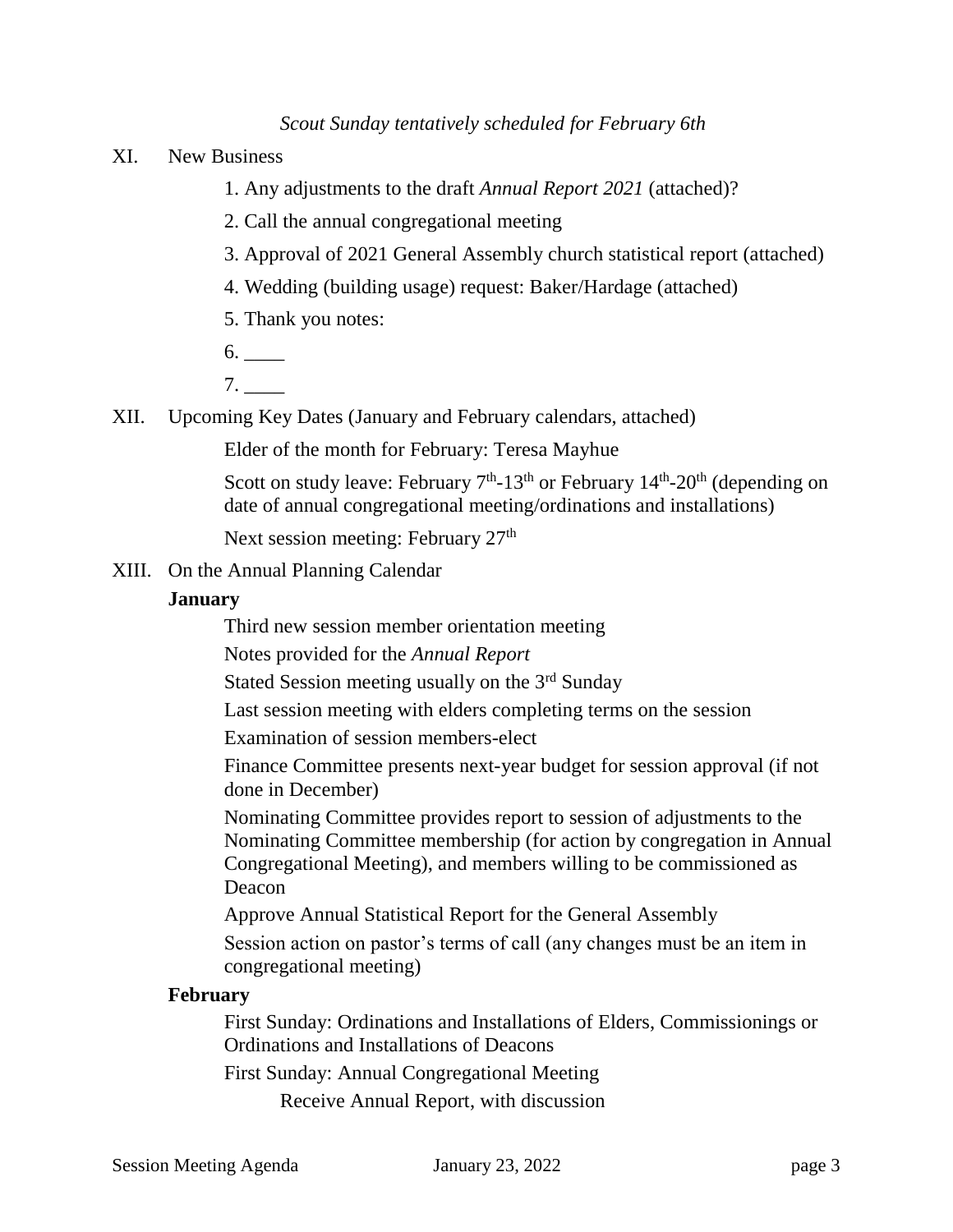*Scout Sunday tentatively scheduled for February 6th*

XI. New Business

1. Any adjustments to the draft *Annual Report 2021* (attached)?
2. Call the annual congregational meeting
3. Approval of 2021 General Assembly church statistical report (attached)
4. Wedding (building usage) request: Baker/Hardage (attached)
5. Thank you notes:
6. ____
7. ____

XII. Upcoming Key Dates (January and February calendars, attached)

Elder of the month for February: Teresa Mayhue

Scott on study leave: February 7th-13th or February 14th-20th (depending on date of annual congregational meeting/ordinations and installations)

Next session meeting: February 27th

XIII. On the Annual Planning Calendar

**January**

Third new session member orientation meeting

Notes provided for the *Annual Report*

Stated Session meeting usually on the 3rd Sunday

Last session meeting with elders completing terms on the session

Examination of session members-elect

Finance Committee presents next-year budget for session approval (if not done in December)

Nominating Committee provides report to session of adjustments to the Nominating Committee membership (for action by congregation in Annual Congregational Meeting), and members willing to be commissioned as Deacon

Approve Annual Statistical Report for the General Assembly

Session action on pastor's terms of call (any changes must be an item in congregational meeting)

**February**

First Sunday: Ordinations and Installations of Elders, Commissionings or Ordinations and Installations of Deacons

First Sunday: Annual Congregational Meeting

Receive Annual Report, with discussion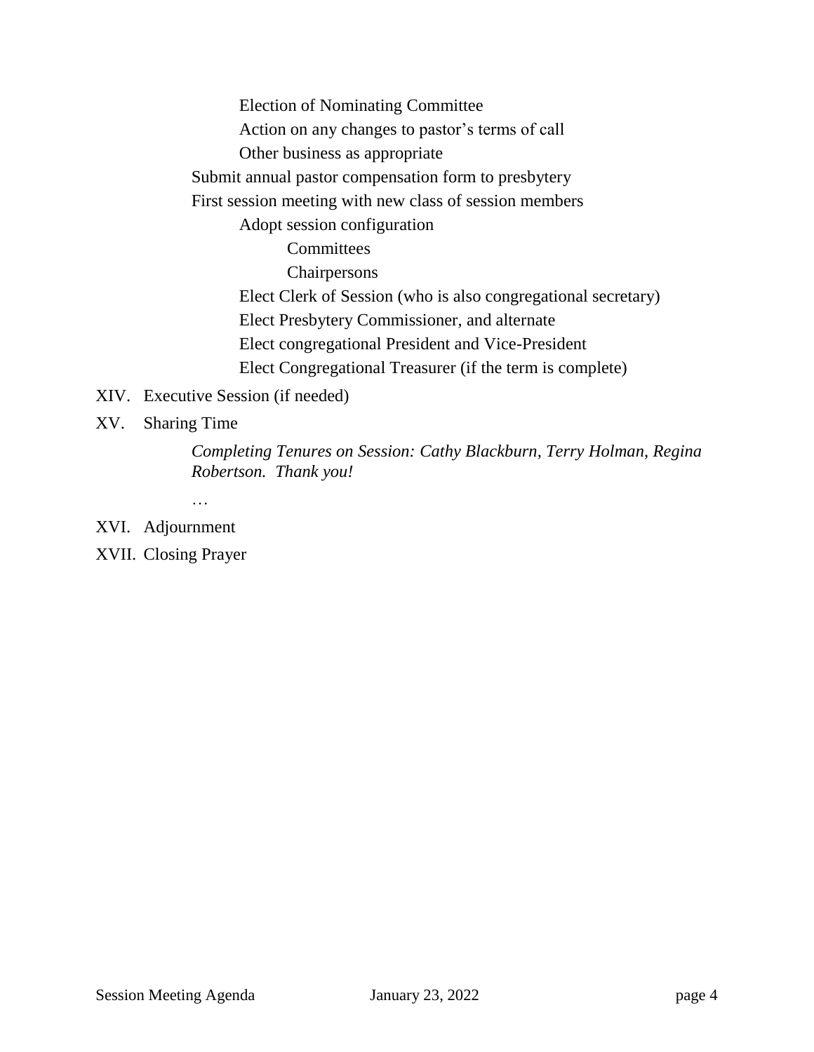- Election of Nominating Committee
- Action on any changes to pastor's terms of call
- Other business as appropriate

Submit annual pastor compensation form to presbytery

First session meeting with new class of session members

- Adopt session configuration
  - Committees
  - Chairpersons
- Elect Clerk of Session (who is also congregational secretary)
- Elect Presbytery Commissioner, and alternate
- Elect congregational President and Vice-President
- Elect Congregational Treasurer (if the term is complete)

XIV. Executive Session (if needed)

XV. Sharing Time

*Completing Tenures on Session: Cathy Blackburn, Terry Holman, Regina Robertson. Thank you!*

…

XVI. Adjournment

XVII. Closing Prayer